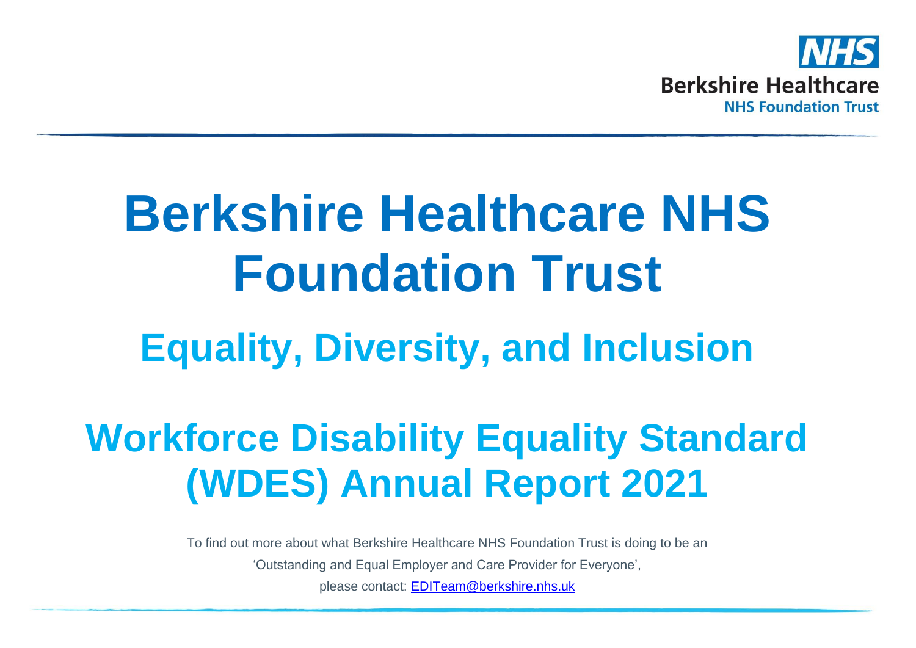NHS

Berkshire Healthcare

NHS Foundation Trust

# Berkshire Healthcare NHS Foundation Trust

## Equality, Diversity, and Inclusion

## Workforce Disability Equality Standard (WDES) Annual Report 2021

To find out more about what Berkshire Healthcare NHS Foundation Trust is doing to be an

'Outstanding and Equal Employer and Care Provider for Everyone',

please contact: EDITeam@berkshire.nhs.uk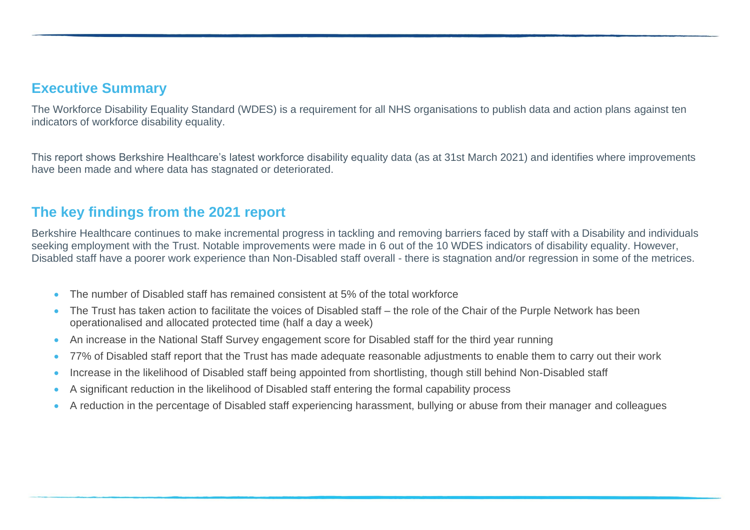## Executive Summary

The Workforce Disability Equality Standard (WDES) is a requirement for all NHS organisations to publish data and action plans against ten indicators of workforce disability equality.

This report shows Berkshire Healthcare's latest workforce disability equality data (as at 31st March 2021) and identifies where improvements have been made and where data has stagnated or deteriorated.

## The key findings from the 2021 report

Berkshire Healthcare continues to make incremental progress in tackling and removing barriers faced by staff with a Disability and individuals seeking employment with the Trust. Notable improvements were made in 6 out of the 10 WDES indicators of disability equality. However, Disabled staff have a poorer work experience than Non-Disabled staff overall - there is stagnation and/or regression in some of the metrices.

- The number of Disabled staff has remained consistent at 5% of the total workforce
- The Trust has taken action to facilitate the voices of Disabled staff – the role of the Chair of the Purple Network has been operationalised and allocated protected time (half a day a week)
- An increase in the National Staff Survey engagement score for Disabled staff for the third year running
- 77% of Disabled staff report that the Trust has made adequate reasonable adjustments to enable them to carry out their work
- Increase in the likelihood of Disabled staff being appointed from shortlisting, though still behind Non-Disabled staff
- A significant reduction in the likelihood of Disabled staff entering the formal capability process
- A reduction in the percentage of Disabled staff experiencing harassment, bullying or abuse from their manager and colleagues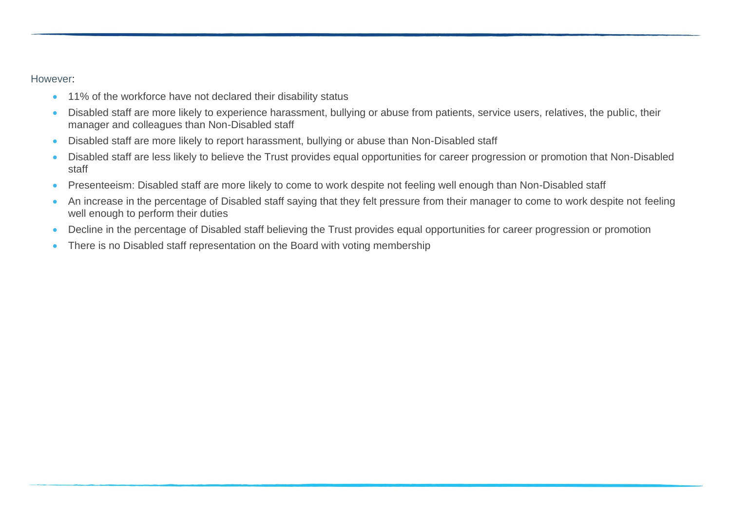However:

- 11% of the workforce have not declared their disability status
- Disabled staff are more likely to experience harassment, bullying or abuse from patients, service users, relatives, the public, their manager and colleagues than Non-Disabled staff
- Disabled staff are more likely to report harassment, bullying or abuse than Non-Disabled staff
- Disabled staff are less likely to believe the Trust provides equal opportunities for career progression or promotion that Non-Disabled staff
- Presenteeism: Disabled staff are more likely to come to work despite not feeling well enough than Non-Disabled staff
- An increase in the percentage of Disabled staff saying that they felt pressure from their manager to come to work despite not feeling well enough to perform their duties
- Decline in the percentage of Disabled staff believing the Trust provides equal opportunities for career progression or promotion
- There is no Disabled staff representation on the Board with voting membership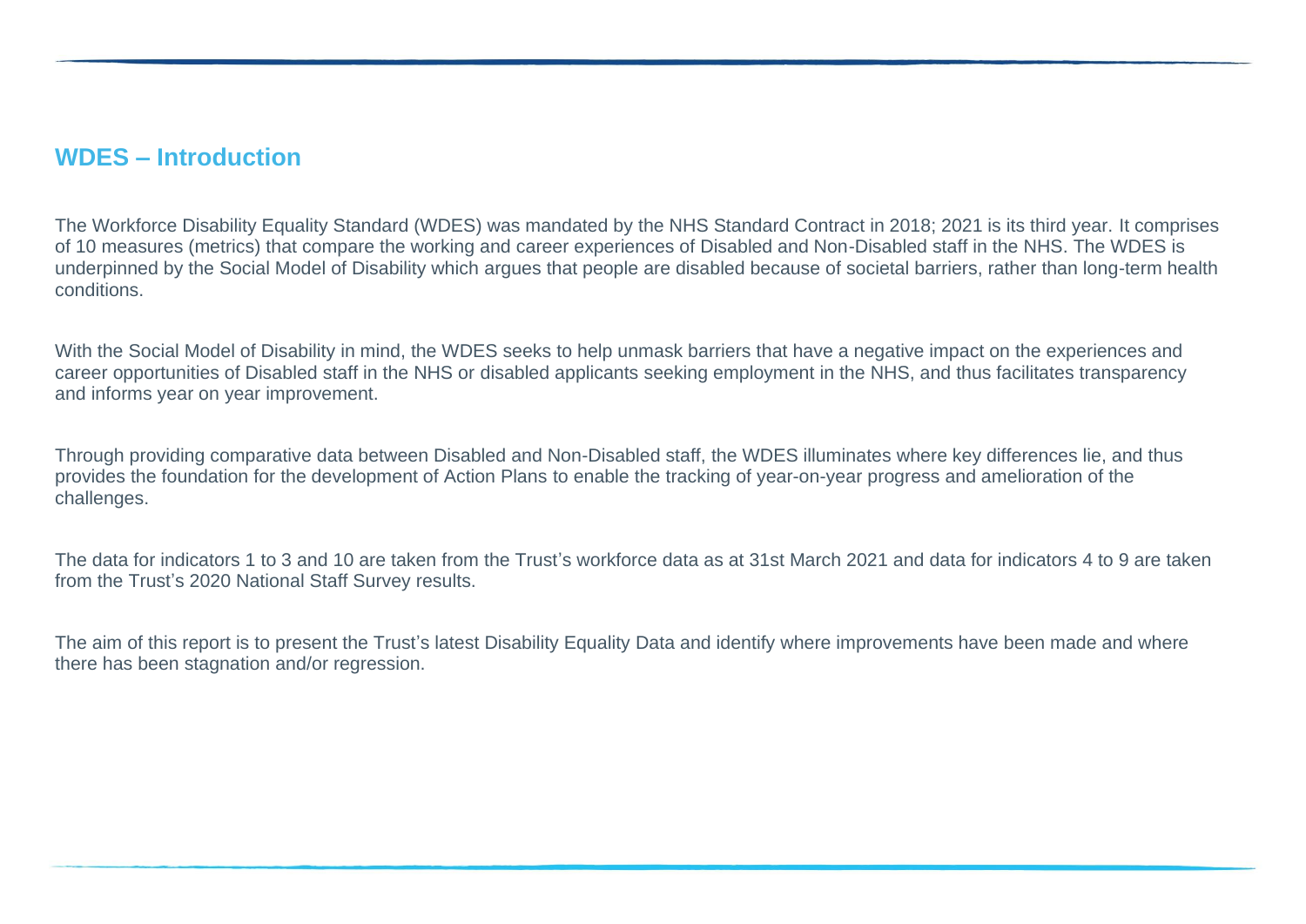## WDES – Introduction

The Workforce Disability Equality Standard (WDES) was mandated by the NHS Standard Contract in 2018; 2021 is its third year. It comprises of 10 measures (metrics) that compare the working and career experiences of Disabled and Non-Disabled staff in the NHS. The WDES is underpinned by the Social Model of Disability which argues that people are disabled because of societal barriers, rather than long-term health conditions.

With the Social Model of Disability in mind, the WDES seeks to help unmask barriers that have a negative impact on the experiences and career opportunities of Disabled staff in the NHS or disabled applicants seeking employment in the NHS, and thus facilitates transparency and informs year on year improvement.

Through providing comparative data between Disabled and Non-Disabled staff, the WDES illuminates where key differences lie, and thus provides the foundation for the development of Action Plans to enable the tracking of year-on-year progress and amelioration of the challenges.

The data for indicators 1 to 3 and 10 are taken from the Trust's workforce data as at 31st March 2021 and data for indicators 4 to 9 are taken from the Trust's 2020 National Staff Survey results.

The aim of this report is to present the Trust's latest Disability Equality Data and identify where improvements have been made and where there has been stagnation and/or regression.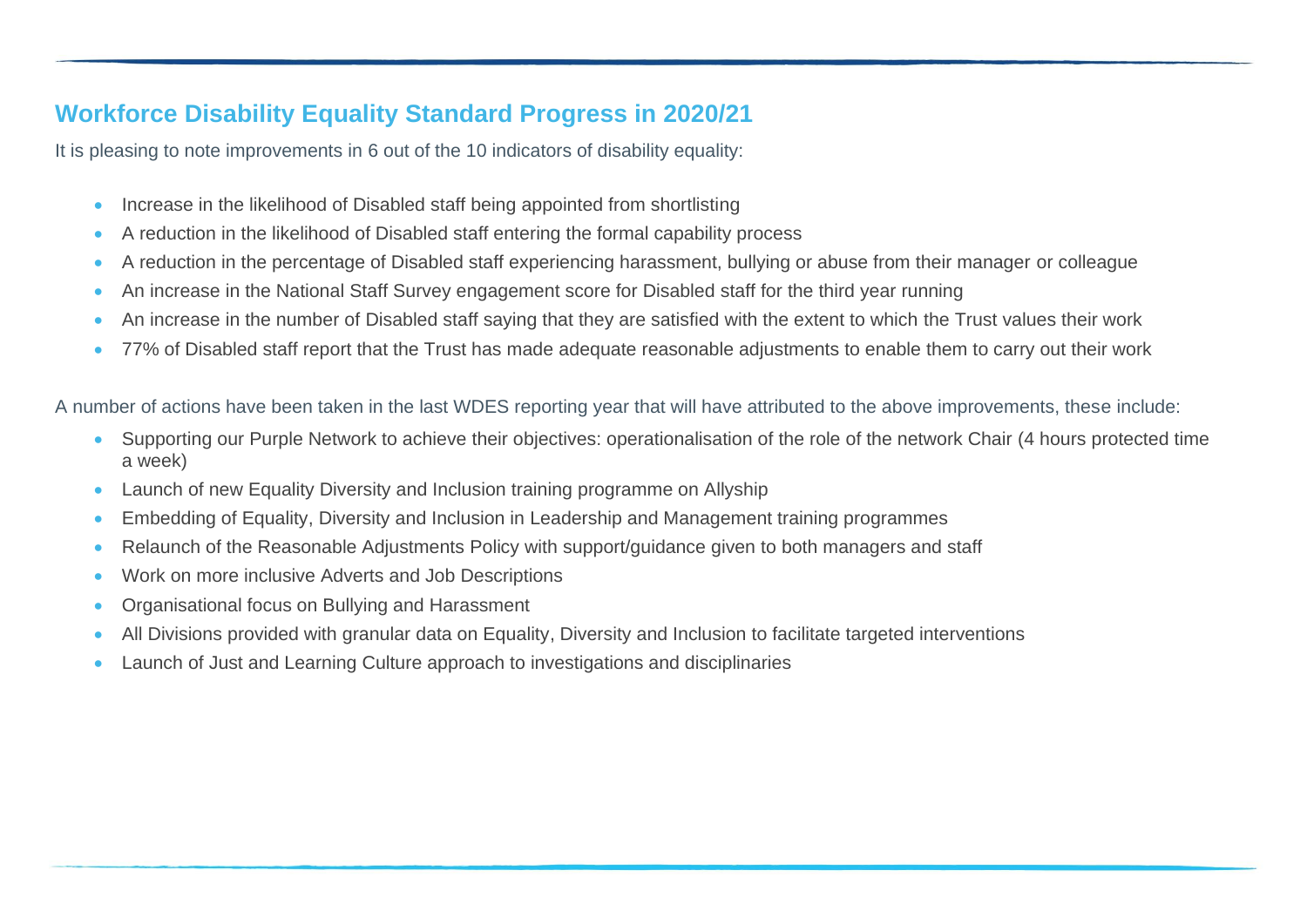## Workforce Disability Equality Standard Progress in 2020/21

It is pleasing to note improvements in 6 out of the 10 indicators of disability equality:

- Increase in the likelihood of Disabled staff being appointed from shortlisting
- A reduction in the likelihood of Disabled staff entering the formal capability process
- A reduction in the percentage of Disabled staff experiencing harassment, bullying or abuse from their manager or colleague
- An increase in the National Staff Survey engagement score for Disabled staff for the third year running
- An increase in the number of Disabled staff saying that they are satisfied with the extent to which the Trust values their work
- 77% of Disabled staff report that the Trust has made adequate reasonable adjustments to enable them to carry out their work

A number of actions have been taken in the last WDES reporting year that will have attributed to the above improvements, these include:

- Supporting our Purple Network to achieve their objectives: operationalisation of the role of the network Chair (4 hours protected time a week)
- Launch of new Equality Diversity and Inclusion training programme on Allyship
- Embedding of Equality, Diversity and Inclusion in Leadership and Management training programmes
- Relaunch of the Reasonable Adjustments Policy with support/guidance given to both managers and staff
- Work on more inclusive Adverts and Job Descriptions
- Organisational focus on Bullying and Harassment
- All Divisions provided with granular data on Equality, Diversity and Inclusion to facilitate targeted interventions
- Launch of Just and Learning Culture approach to investigations and disciplinaries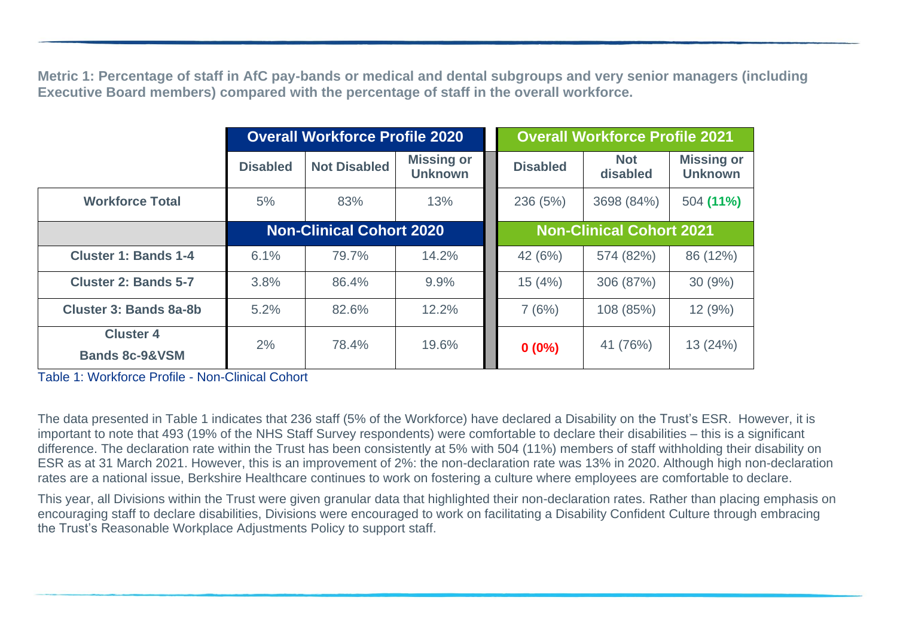**Metric 1: Percentage of staff in AfC pay-bands or medical and dental subgroups and very senior managers (including Executive Board members) compared with the percentage of staff in the overall workforce.**

| | Overall Workforce Profile 2020 | | | Overall Workforce Profile 2021 | | |
|---|---|---|---|---|---|---|
| | Disabled | Not Disabled | Missing or Unknown | Disabled | Not disabled | Missing or Unknown |
| **Workforce Total** | 5% | 83% | 13% | 236 (5%) | 3698 (84%) | 504 **(11%)** |
| | **Non-Clinical Cohort 2020** | | | **Non-Clinical Cohort 2021** | | |
| **Cluster 1: Bands 1-4** | 6.1% | 79.7% | 14.2% | 42 (6%) | 574 (82%) | 86 (12%) |
| **Cluster 2: Bands 5-7** | 3.8% | 86.4% | 9.9% | 15 (4%) | 306 (87%) | 30 (9%) |
| **Cluster 3: Bands 8a-8b** | 5.2% | 82.6% | 12.2% | 7 (6%) | 108 (85%) | 12 (9%) |
| **Cluster 4 Bands 8c-9&VSM** | 2% | 78.4% | 19.6% | **0 (0%)** | 41 (76%) | 13 (24%) |

Table 1: Workforce Profile - Non-Clinical Cohort

The data presented in Table 1 indicates that 236 staff (5% of the Workforce) have declared a Disability on the Trust's ESR. However, it is important to note that 493 (19% of the NHS Staff Survey respondents) were comfortable to declare their disabilities – this is a significant difference. The declaration rate within the Trust has been consistently at 5% with 504 (11%) members of staff withholding their disability on ESR as at 31 March 2021. However, this is an improvement of 2%: the non-declaration rate was 13% in 2020. Although high non-declaration rates are a national issue, Berkshire Healthcare continues to work on fostering a culture where employees are comfortable to declare.

This year, all Divisions within the Trust were given granular data that highlighted their non-declaration rates. Rather than placing emphasis on encouraging staff to declare disabilities, Divisions were encouraged to work on facilitating a Disability Confident Culture through embracing the Trust's Reasonable Workplace Adjustments Policy to support staff.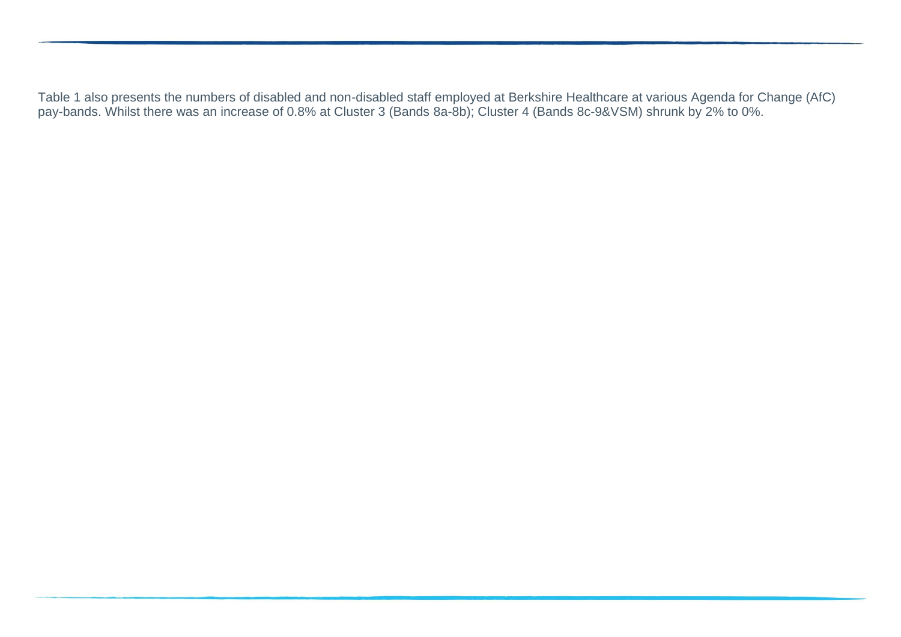Table 1 also presents the numbers of disabled and non-disabled staff employed at Berkshire Healthcare at various Agenda for Change (AfC) pay-bands. Whilst there was an increase of 0.8% at Cluster 3 (Bands 8a-8b); Cluster 4 (Bands 8c-9&VSM) shrunk by 2% to 0%.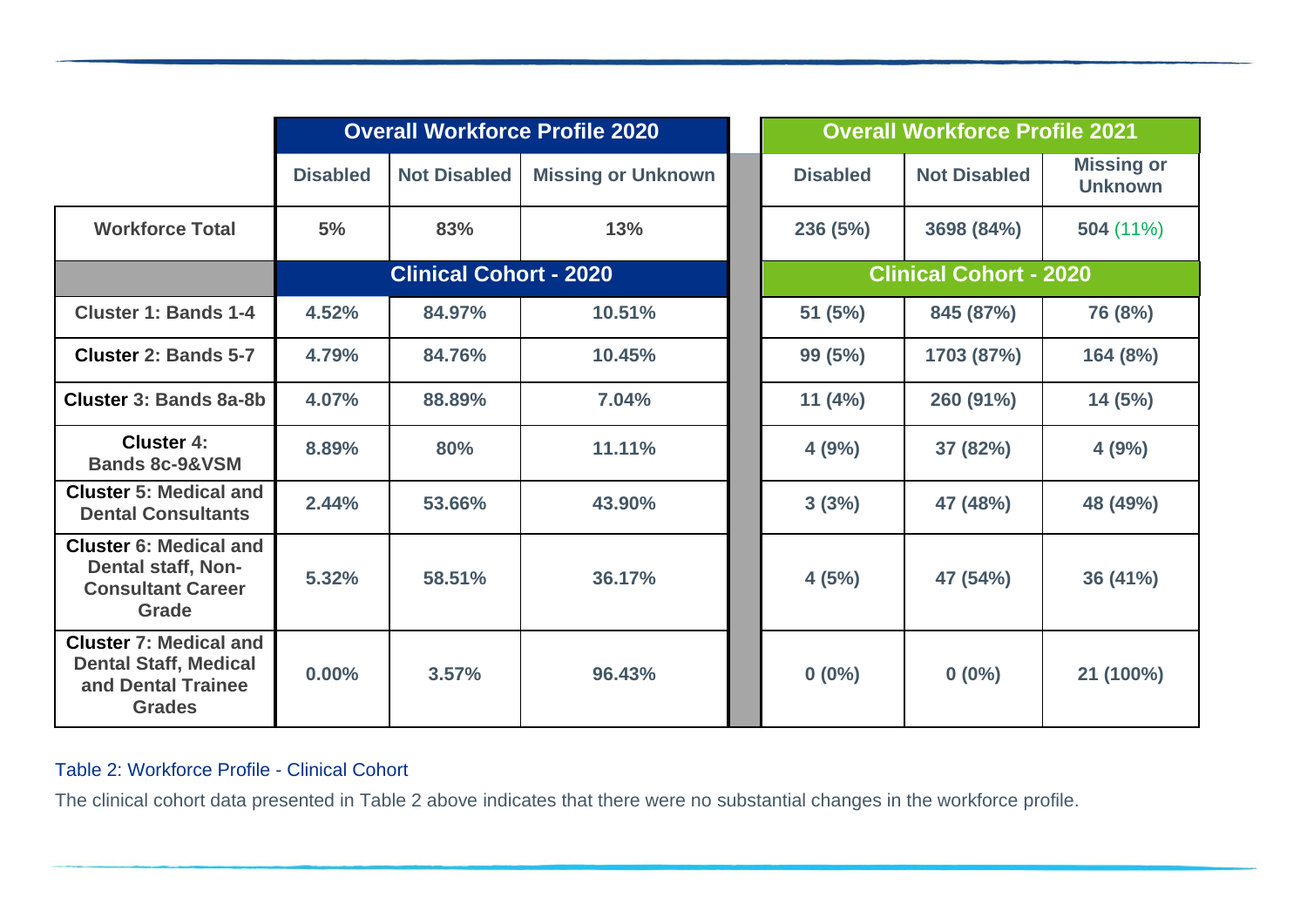| | Overall Workforce Profile 2020 | | | Overall Workforce Profile 2021 | | |
|---|---|---|---|---|---|---|
| | Disabled | Not Disabled | Missing or Unknown | Disabled | Not Disabled | Missing or Unknown |
| Workforce Total | 5% | 83% | 13% | 236 (5%) | 3698 (84%) | 504 (11%) |
| | Clinical Cohort - 2020 | | | Clinical Cohort - 2020 | | |
| Cluster 1: Bands 1-4 | 4.52% | 84.97% | 10.51% | 51 (5%) | 845 (87%) | 76 (8%) |
| Cluster 2: Bands 5-7 | 4.79% | 84.76% | 10.45% | 99 (5%) | 1703 (87%) | 164 (8%) |
| Cluster 3: Bands 8a-8b | 4.07% | 88.89% | 7.04% | 11 (4%) | 260 (91%) | 14 (5%) |
| Cluster 4: Bands 8c-9&VSM | 8.89% | 80% | 11.11% | 4 (9%) | 37 (82%) | 4 (9%) |
| Cluster 5: Medical and Dental Consultants | 2.44% | 53.66% | 43.90% | 3 (3%) | 47 (48%) | 48 (49%) |
| Cluster 6: Medical and Dental staff, Non-Consultant Career Grade | 5.32% | 58.51% | 36.17% | 4 (5%) | 47 (54%) | 36 (41%) |
| Cluster 7: Medical and Dental Staff, Medical and Dental Trainee Grades | 0.00% | 3.57% | 96.43% | 0 (0%) | 0 (0%) | 21 (100%) |

Table 2: Workforce Profile - Clinical Cohort

The clinical cohort data presented in Table 2 above indicates that there were no substantial changes in the workforce profile.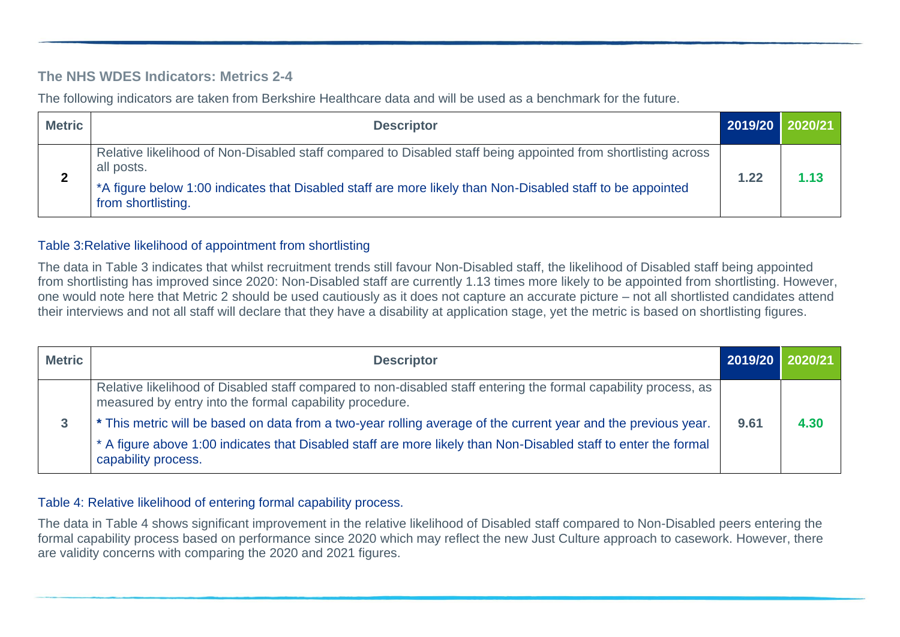### The NHS WDES Indicators: Metrics 2-4

The following indicators are taken from Berkshire Healthcare data and will be used as a benchmark for the future.

| Metric | Descriptor | 2019/20 | 2020/21 |
|---|---|---|---|
| 2 | Relative likelihood of Non-Disabled staff compared to Disabled staff being appointed from shortlisting across all posts.<br><br>*A figure below 1:00 indicates that Disabled staff are more likely than Non-Disabled staff to be appointed from shortlisting. | 1.22 | 1.13 |

Table 3:Relative likelihood of appointment from shortlisting

The data in Table 3 indicates that whilst recruitment trends still favour Non-Disabled staff, the likelihood of Disabled staff being appointed from shortlisting has improved since 2020: Non-Disabled staff are currently 1.13 times more likely to be appointed from shortlisting. However, one would note here that Metric 2 should be used cautiously as it does not capture an accurate picture – not all shortlisted candidates attend their interviews and not all staff will declare that they have a disability at application stage, yet the metric is based on shortlisting figures.

| Metric | Descriptor | 2019/20 | 2020/21 |
|---|---|---|---|
| 3 | Relative likelihood of Disabled staff compared to non-disabled staff entering the formal capability process, as measured by entry into the formal capability procedure.<br><br>* This metric will be based on data from a two-year rolling average of the current year and the previous year.<br><br>* A figure above 1:00 indicates that Disabled staff are more likely than Non-Disabled staff to enter the formal capability process. | 9.61 | 4.30 |

Table 4: Relative likelihood of entering formal capability process.

The data in Table 4 shows significant improvement in the relative likelihood of Disabled staff compared to Non-Disabled peers entering the formal capability process based on performance since 2020 which may reflect the new Just Culture approach to casework. However, there are validity concerns with comparing the 2020 and 2021 figures.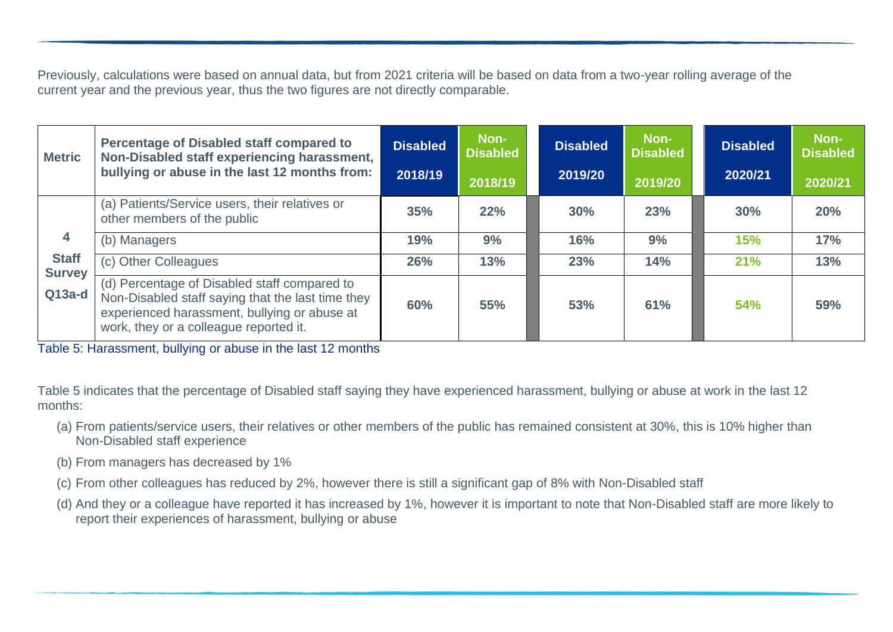Previously, calculations were based on annual data, but from 2021 criteria will be based on data from a two-year rolling average of the current year and the previous year, thus the two figures are not directly comparable.

| Metric | Percentage of Disabled staff compared to Non-Disabled staff experiencing harassment, bullying or abuse in the last 12 months from: | Disabled 2018/19 | Non-Disabled 2018/19 | Disabled 2019/20 | Non-Disabled 2019/20 | Disabled 2020/21 | Non-Disabled 2020/21 |
|---|---|---|---|---|---|---|---|
| 4 Staff Survey Q13a-d | (a) Patients/Service users, their relatives or other members of the public | 35% | 22% | 30% | 23% | 30% | 20% |
| | (b) Managers | 19% | 9% | 16% | 9% | 15% | 17% |
| | (c) Other Colleagues | 26% | 13% | 23% | 14% | 21% | 13% |
| | (d) Percentage of Disabled staff compared to Non-Disabled staff saying that the last time they experienced harassment, bullying or abuse at work, they or a colleague reported it. | 60% | 55% | 53% | 61% | 54% | 59% |

Table 5: Harassment, bullying or abuse in the last 12 months

Table 5 indicates that the percentage of Disabled staff saying they have experienced harassment, bullying or abuse at work in the last 12 months:

(a) From patients/service users, their relatives or other members of the public has remained consistent at 30%, this is 10% higher than Non-Disabled staff experience

(b) From managers has decreased by 1%

(c) From other colleagues has reduced by 2%, however there is still a significant gap of 8% with Non-Disabled staff

(d) And they or a colleague have reported it has increased by 1%, however it is important to note that Non-Disabled staff are more likely to report their experiences of harassment, bullying or abuse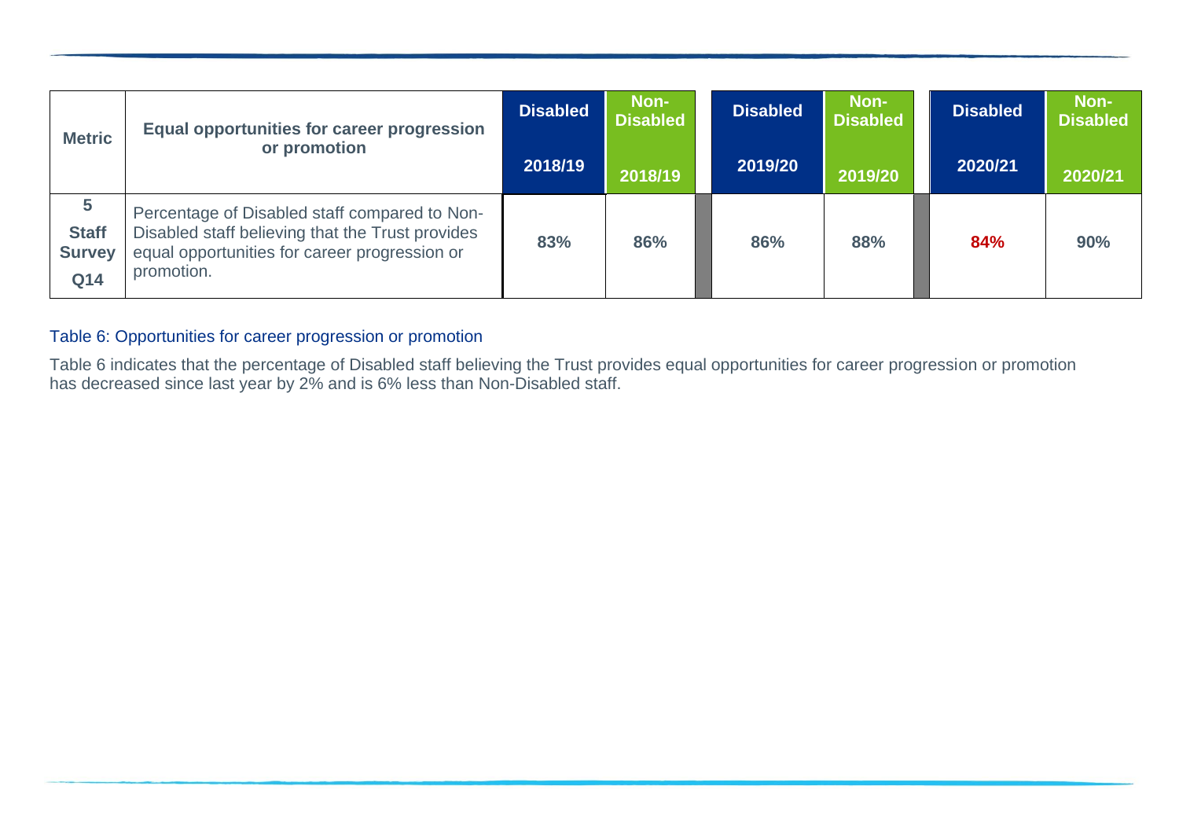| Metric | Equal opportunities for career progression or promotion | Disabled | Non-Disabled | Disabled | Non-Disabled | Disabled | Non-Disabled |
|---|---|---|---|---|---|---|---|
| | | 2018/19 | 2018/19 | 2019/20 | 2019/20 | 2020/21 | 2020/21 |
| 5 **Staff Survey Q14** | Percentage of Disabled staff compared to Non-Disabled staff believing that the Trust provides equal opportunities for career progression or promotion. | 83% | 86% | 86% | 88% | 84% | 90% |

Table 6: Opportunities for career progression or promotion

Table 6 indicates that the percentage of Disabled staff believing the Trust provides equal opportunities for career progression or promotion has decreased since last year by 2% and is 6% less than Non-Disabled staff.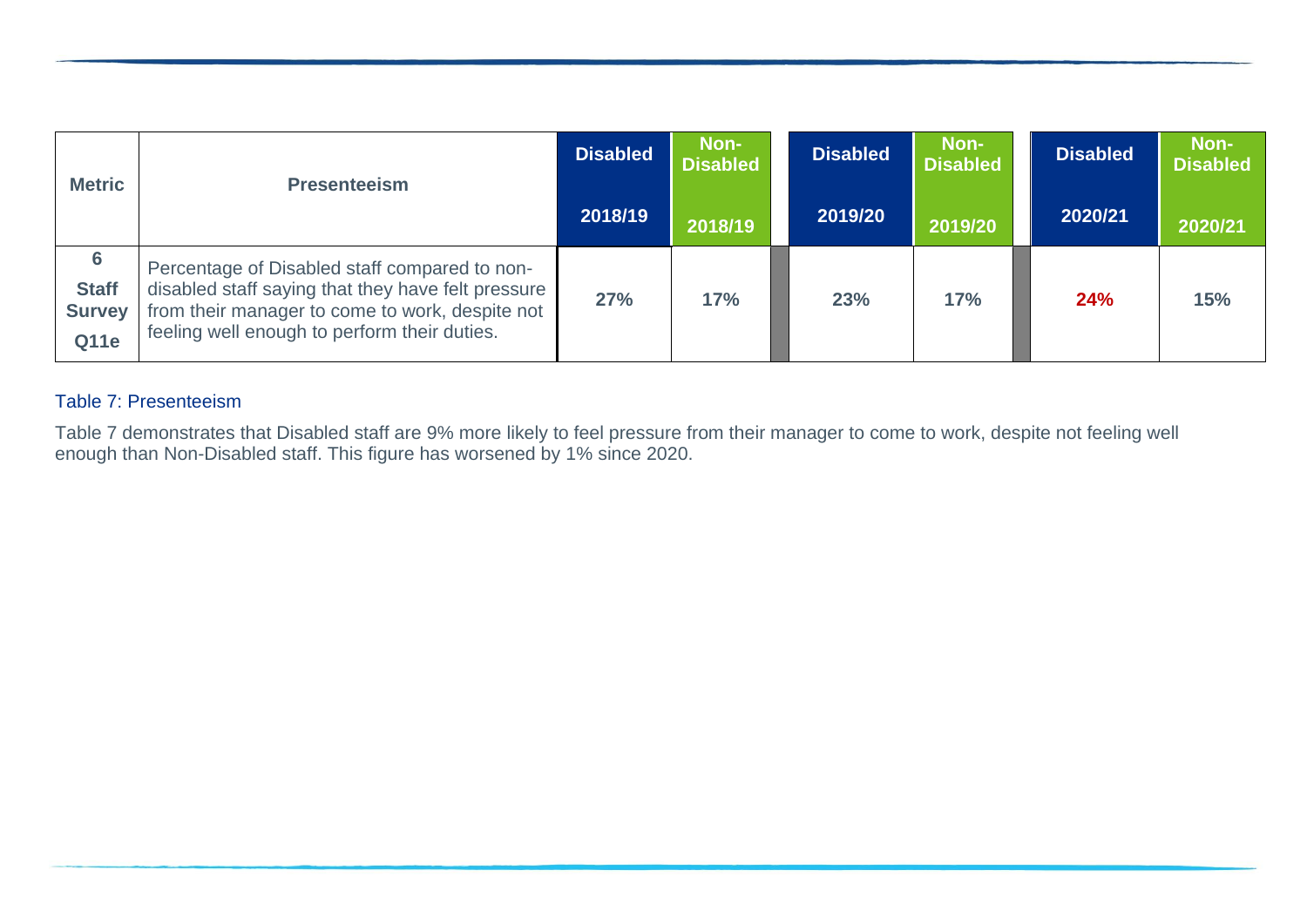| Metric | Presenteeism | Disabled 2018/19 | Non-Disabled 2018/19 | Disabled 2019/20 | Non-Disabled 2019/20 | Disabled 2020/21 | Non-Disabled 2020/21 |
|---|---|---|---|---|---|---|---|
| 6 Staff Survey Q11e | Percentage of Disabled staff compared to non-disabled staff saying that they have felt pressure from their manager to come to work, despite not feeling well enough to perform their duties. | 27% | 17% | 23% | 17% | 24% | 15% |

Table 7: Presenteeism

Table 7 demonstrates that Disabled staff are 9% more likely to feel pressure from their manager to come to work, despite not feeling well enough than Non-Disabled staff. This figure has worsened by 1% since 2020.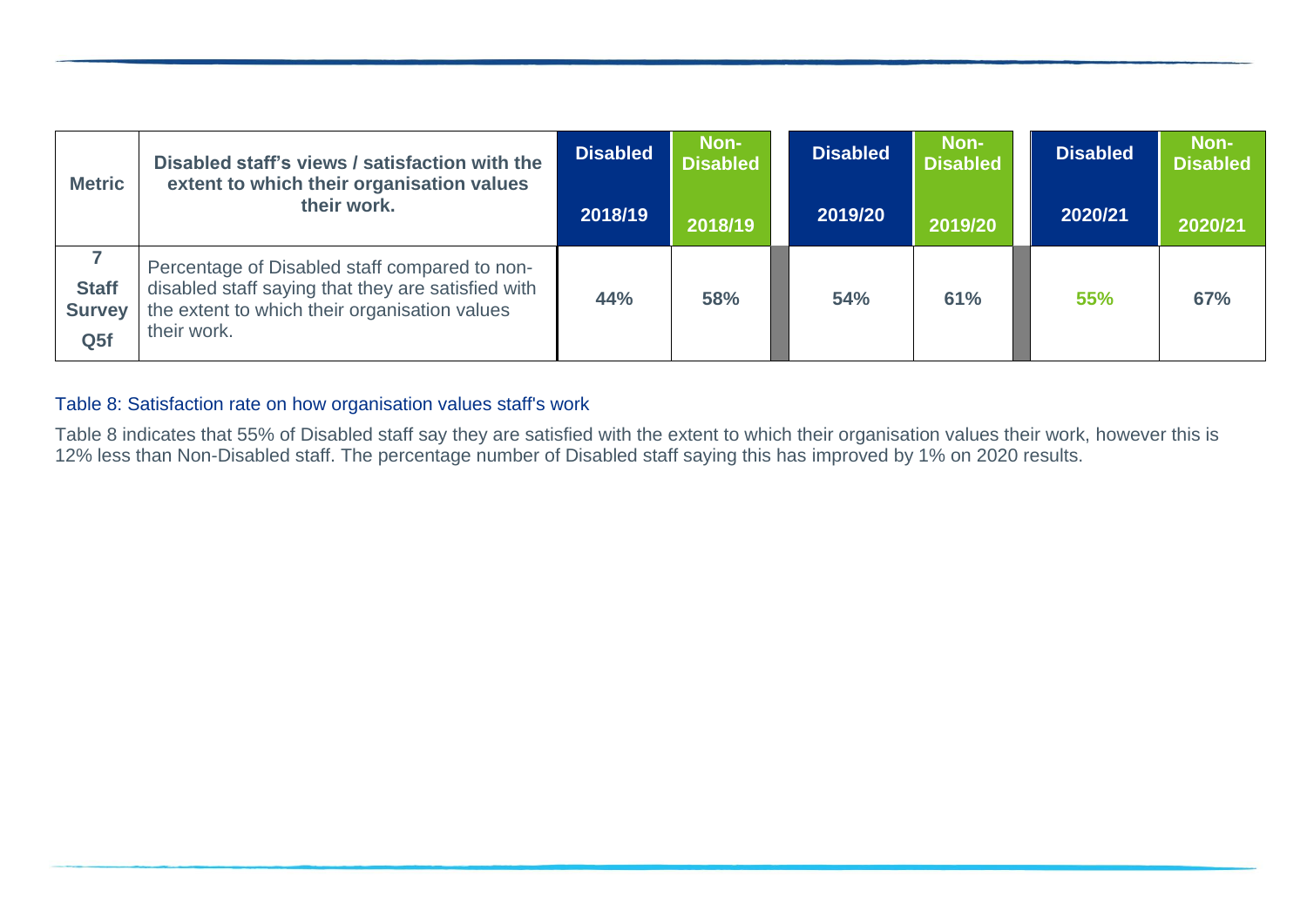| Metric | Disabled staff's views / satisfaction with the extent to which their organisation values their work. | Disabled 2018/19 | Non-Disabled 2018/19 | | Disabled 2019/20 | Non-Disabled 2019/20 | | Disabled 2020/21 | Non-Disabled 2020/21 |
|---|---|---|---|---|---|---|---|---|---|
| **7 Staff Survey Q5f** | Percentage of Disabled staff compared to non-disabled staff saying that they are satisfied with the extent to which their organisation values their work. | **44%** | **58%** | | **54%** | **61%** | | **55%** | **67%** |

Table 8: Satisfaction rate on how organisation values staff's work

Table 8 indicates that 55% of Disabled staff say they are satisfied with the extent to which their organisation values their work, however this is 12% less than Non-Disabled staff. The percentage number of Disabled staff saying this has improved by 1% on 2020 results.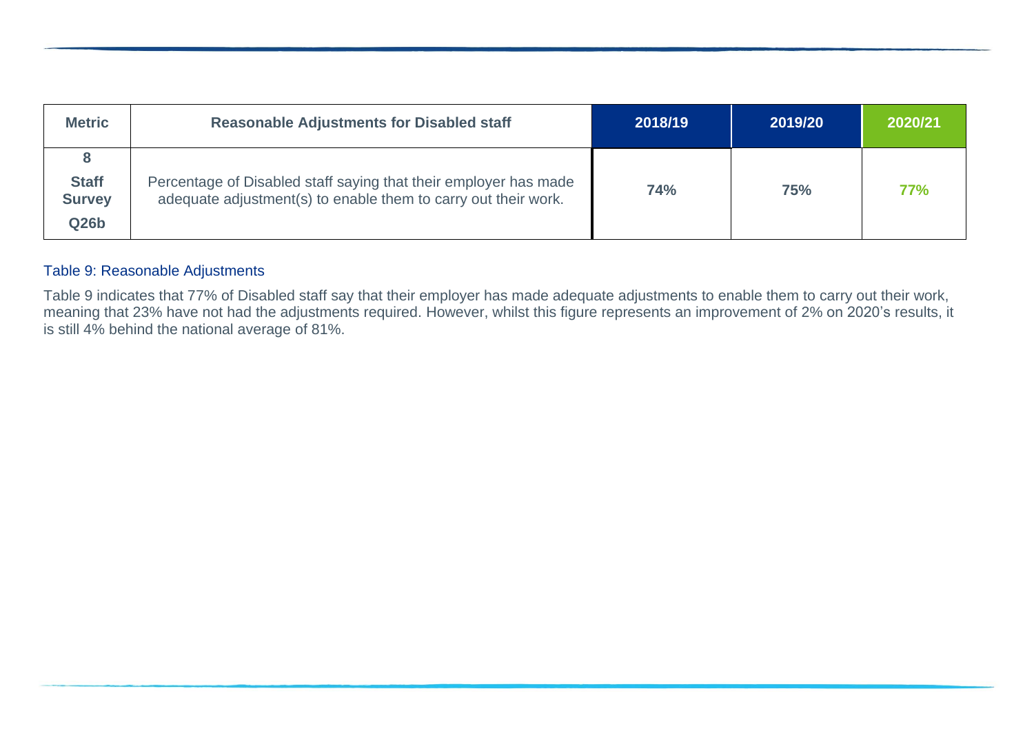| Metric | Reasonable Adjustments for Disabled staff | 2018/19 | 2019/20 | 2020/21 |
| --- | --- | --- | --- | --- |
| **8** **Staff Survey** **Q26b** | Percentage of Disabled staff saying that their employer has made adequate adjustment(s) to enable them to carry out their work. | **74%** | **75%** | **77%** |

Table 9: Reasonable Adjustments

Table 9 indicates that 77% of Disabled staff say that their employer has made adequate adjustments to enable them to carry out their work, meaning that 23% have not had the adjustments required. However, whilst this figure represents an improvement of 2% on 2020's results, it is still 4% behind the national average of 81%.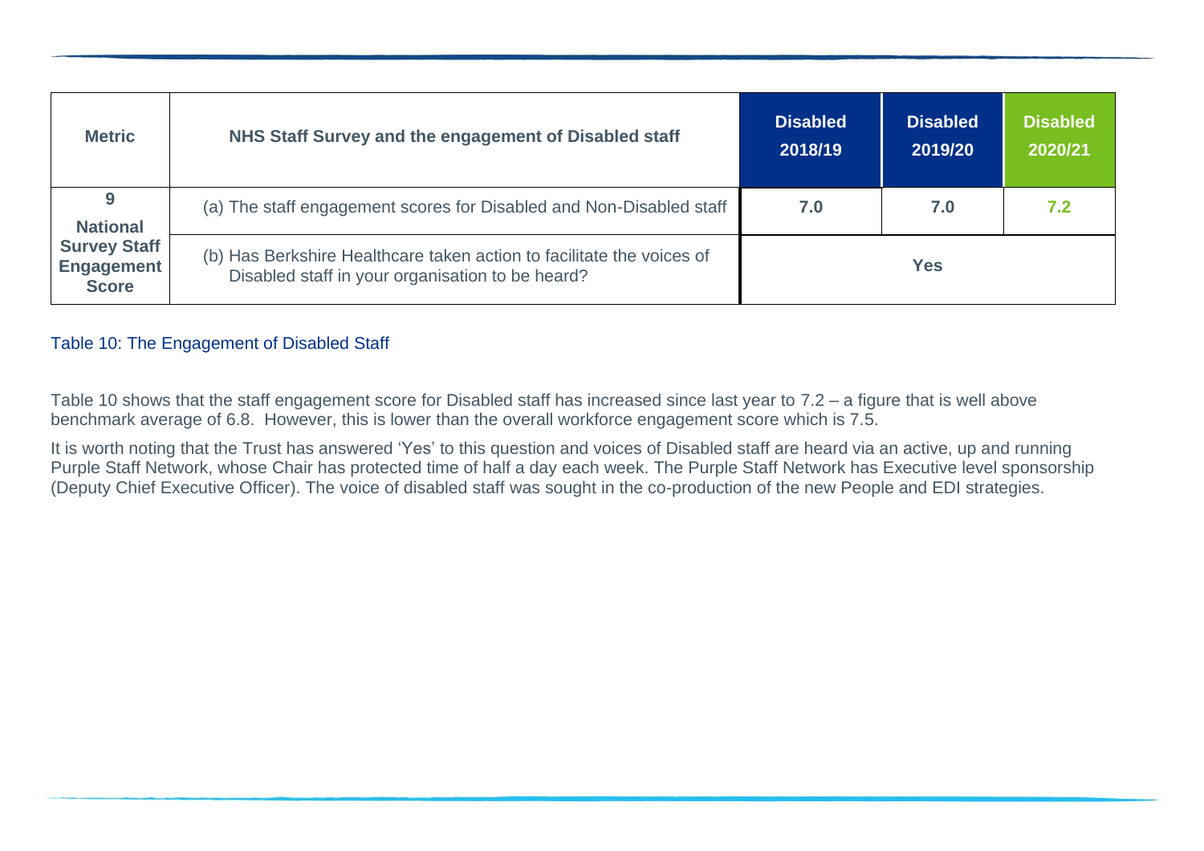| Metric | NHS Staff Survey and the engagement of Disabled staff | Disabled 2018/19 | Disabled 2019/20 | Disabled 2020/21 |
|---|---|---|---|---|
| **9 National Survey Staff Engagement Score** | (a) The staff engagement scores for Disabled and Non-Disabled staff | **7.0** | **7.0** | **7.2** |
| | (b) Has Berkshire Healthcare taken action to facilitate the voices of Disabled staff in your organisation to be heard? | **Yes** | | |

Table 10: The Engagement of Disabled Staff

Table 10 shows that the staff engagement score for Disabled staff has increased since last year to 7.2 – a figure that is well above benchmark average of 6.8. However, this is lower than the overall workforce engagement score which is 7.5.

It is worth noting that the Trust has answered 'Yes' to this question and voices of Disabled staff are heard via an active, up and running Purple Staff Network, whose Chair has protected time of half a day each week. The Purple Staff Network has Executive level sponsorship (Deputy Chief Executive Officer). The voice of disabled staff was sought in the co-production of the new People and EDI strategies.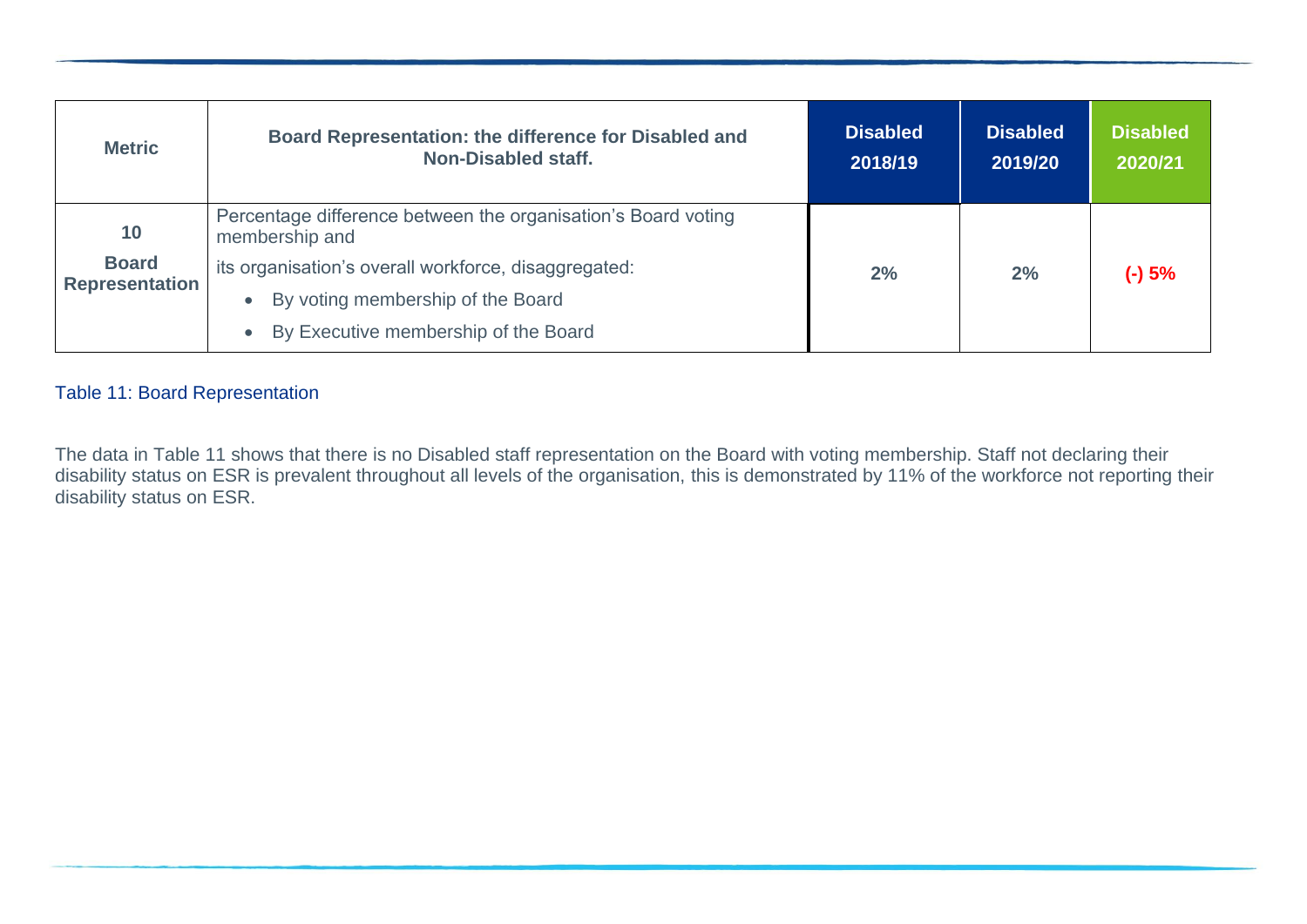| Metric | Board Representation: the difference for Disabled and Non-Disabled staff. | Disabled 2018/19 | Disabled 2019/20 | Disabled 2020/21 |
| --- | --- | --- | --- | --- |
| 10 Board Representation | Percentage difference between the organisation's Board voting membership and its organisation's overall workforce, disaggregated: <br>• By voting membership of the Board <br>• By Executive membership of the Board | 2% | 2% | (-) 5% |

Table 11: Board Representation

The data in Table 11 shows that there is no Disabled staff representation on the Board with voting membership. Staff not declaring their disability status on ESR is prevalent throughout all levels of the organisation, this is demonstrated by 11% of the workforce not reporting their disability status on ESR.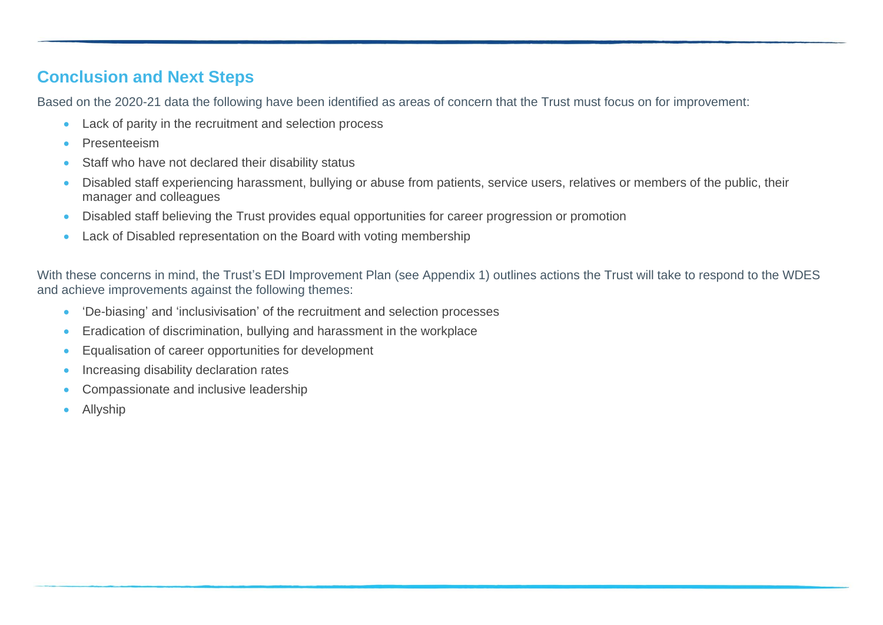## Conclusion and Next Steps

Based on the 2020-21 data the following have been identified as areas of concern that the Trust must focus on for improvement:

- Lack of parity in the recruitment and selection process
- Presenteeism
- Staff who have not declared their disability status
- Disabled staff experiencing harassment, bullying or abuse from patients, service users, relatives or members of the public, their manager and colleagues
- Disabled staff believing the Trust provides equal opportunities for career progression or promotion
- Lack of Disabled representation on the Board with voting membership

With these concerns in mind, the Trust's EDI Improvement Plan (see Appendix 1) outlines actions the Trust will take to respond to the WDES and achieve improvements against the following themes:

- 'De-biasing' and 'inclusivisation' of the recruitment and selection processes
- Eradication of discrimination, bullying and harassment in the workplace
- Equalisation of career opportunities for development
- Increasing disability declaration rates
- Compassionate and inclusive leadership
- Allyship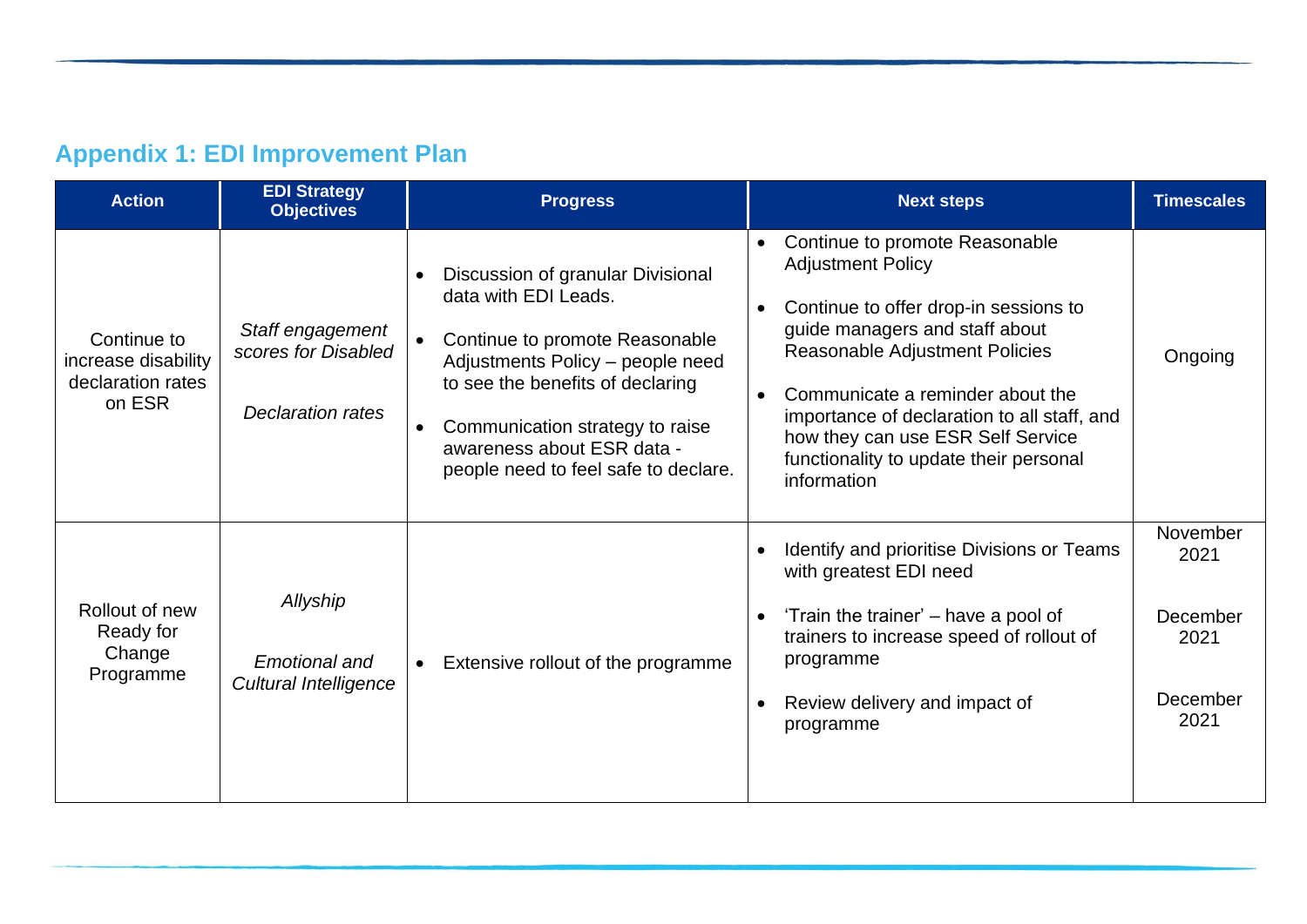## Appendix 1: EDI Improvement Plan

| Action | EDI Strategy Objectives | Progress | Next steps | Timescales |
|---|---|---|---|---|
| Continue to increase disability declaration rates on ESR | *Staff engagement scores for Disabled*<br><br>*Declaration rates* | • Discussion of granular Divisional data with EDI Leads.<br>• Continue to promote Reasonable Adjustments Policy – people need to see the benefits of declaring<br>• Communication strategy to raise awareness about ESR data - people need to feel safe to declare. | • Continue to promote Reasonable Adjustment Policy<br>• Continue to offer drop-in sessions to guide managers and staff about Reasonable Adjustment Policies<br>• Communicate a reminder about the importance of declaration to all staff, and how they can use ESR Self Service functionality to update their personal information | Ongoing |
| Rollout of new Ready for Change Programme | *Allyship*<br><br>*Emotional and Cultural Intelligence* | • Extensive rollout of the programme | • Identify and prioritise Divisions or Teams with greatest EDI need<br>• 'Train the trainer' – have a pool of trainers to increase speed of rollout of programme<br>• Review delivery and impact of programme | November 2021<br><br>December 2021<br><br>December 2021 |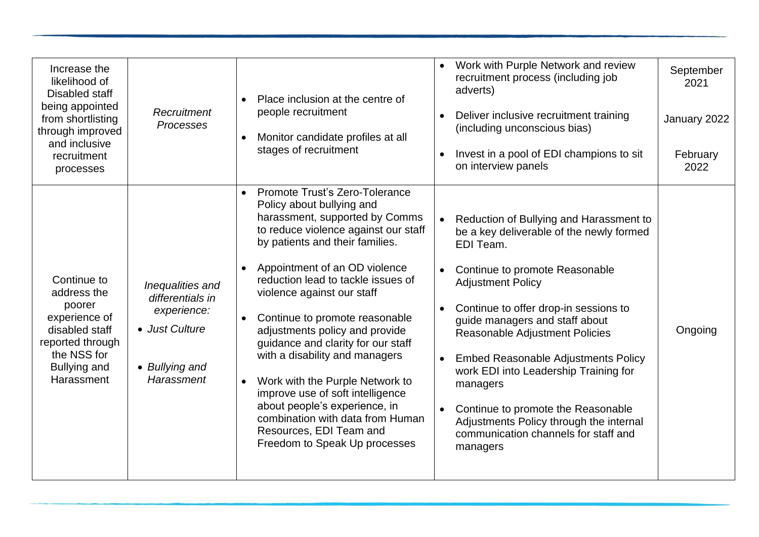| Increase the likelihood of Disabled staff being appointed from shortlisting through improved and inclusive recruitment processes | *Recruitment Processes* | • Place inclusion at the centre of people recruitment<br>• Monitor candidate profiles at all stages of recruitment | • Work with Purple Network and review recruitment process (including job adverts)<br>• Deliver inclusive recruitment training (including unconscious bias)<br>• Invest in a pool of EDI champions to sit on interview panels | September 2021<br>January 2022<br>February 2022 |
|---|---|---|---|---|
| Continue to address the poorer experience of disabled staff reported through the NSS for Bullying and Harassment | *Inequalities and differentials in experience:*<br>• *Just Culture*<br>• *Bullying and Harassment* | • Promote Trust's Zero-Tolerance Policy about bullying and harassment, supported by Comms to reduce violence against our staff by patients and their families.<br>• Appointment of an OD violence reduction lead to tackle issues of violence against our staff<br>• Continue to promote reasonable adjustments policy and provide guidance and clarity for our staff with a disability and managers<br>• Work with the Purple Network to improve use of soft intelligence about people's experience, in combination with data from Human Resources, EDI Team and Freedom to Speak Up processes | • Reduction of Bullying and Harassment to be a key deliverable of the newly formed EDI Team.<br>• Continue to promote Reasonable Adjustment Policy<br>• Continue to offer drop-in sessions to guide managers and staff about Reasonable Adjustment Policies<br>• Embed Reasonable Adjustments Policy work EDI into Leadership Training for managers<br>• Continue to promote the Reasonable Adjustments Policy through the internal communication channels for staff and managers | Ongoing |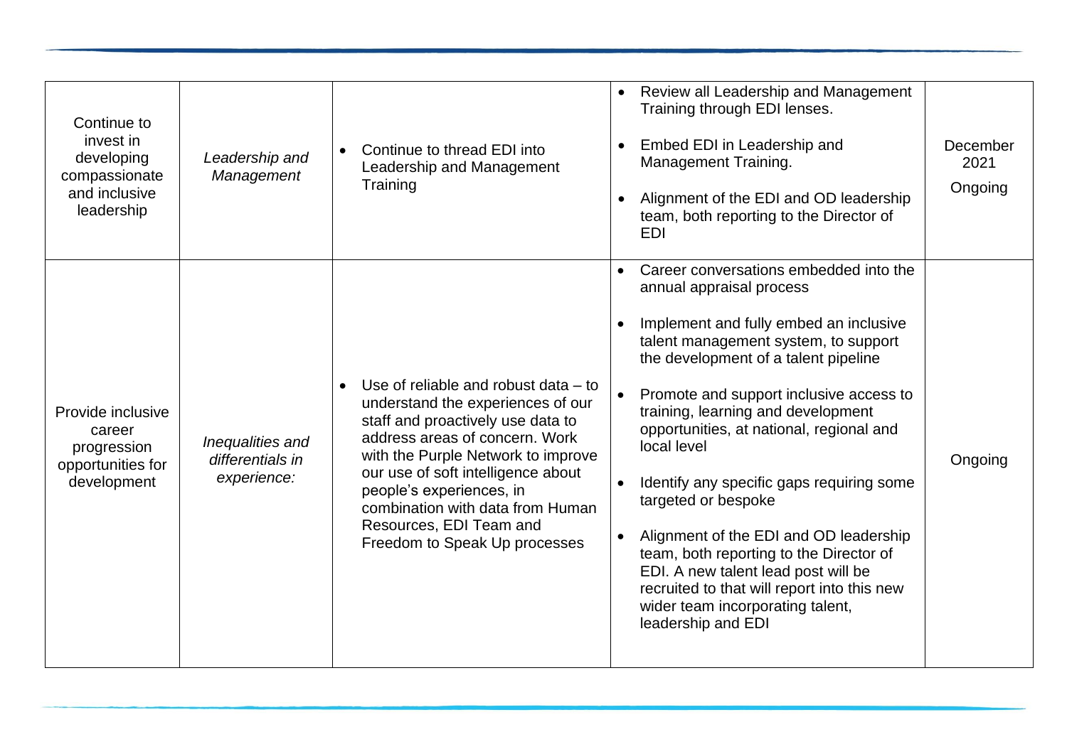| | | | | |
|---|---|---|---|---|
| Continue to invest in developing compassionate and inclusive leadership | *Leadership and Management* | • Continue to thread EDI into Leadership and Management Training | • Review all Leadership and Management Training through EDI lenses.<br><br>• Embed EDI in Leadership and Management Training.<br><br>• Alignment of the EDI and OD leadership team, both reporting to the Director of EDI | December 2021<br><br>Ongoing |
| Provide inclusive career progression opportunities for development | *Inequalities and differentials in experience:* | • Use of reliable and robust data – to understand the experiences of our staff and proactively use data to address areas of concern. Work with the Purple Network to improve our use of soft intelligence about people's experiences, in combination with data from Human Resources, EDI Team and Freedom to Speak Up processes | • Career conversations embedded into the annual appraisal process<br><br>• Implement and fully embed an inclusive talent management system, to support the development of a talent pipeline<br><br>• Promote and support inclusive access to training, learning and development opportunities, at national, regional and local level<br><br>• Identify any specific gaps requiring some targeted or bespoke<br><br>• Alignment of the EDI and OD leadership team, both reporting to the Director of EDI. A new talent lead post will be recruited to that will report into this new wider team incorporating talent, leadership and EDI | Ongoing |